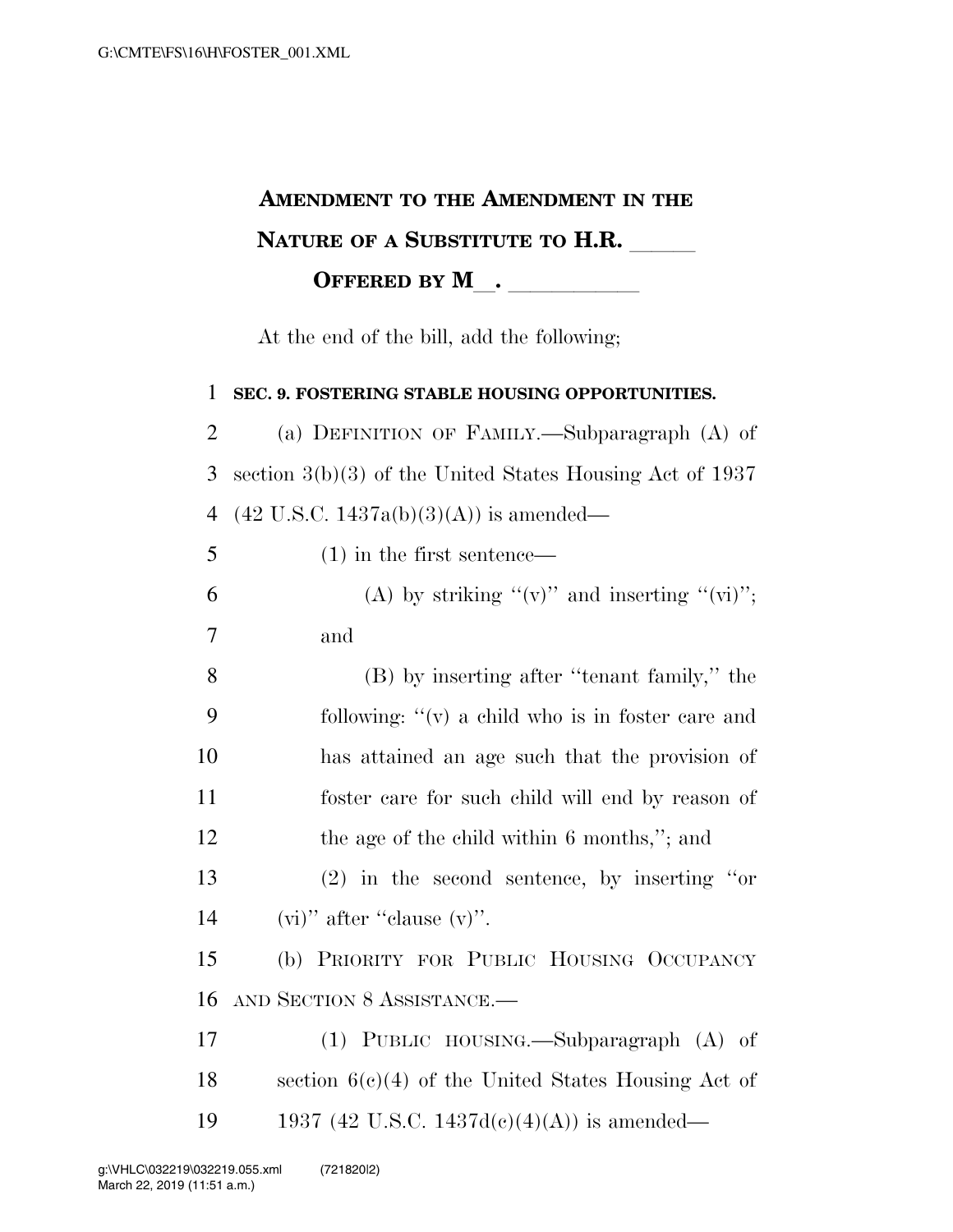# AMENDMENT TO THE AMENDMENT IN THE NATURE OF A SUBSTITUTE TO H.R. \_\_\_\_\_

## OFFERED BY M\_\_. \_\_\_\_\_\_\_\_\_\_\_

At the end of the bill, add the following;

**SEC. 9. FOSTERING STABLE HOUSING OPPORTUNITIES.**

(a) DEFINITION OF FAMILY.—Subparagraph (A) of section 3(b)(3) of the United States Housing Act of 1937 (42 U.S.C. 1437a(b)(3)(A)) is amended—

(1) in the first sentence—

(A) by striking "(v)" and inserting "(vi)"; and

(B) by inserting after "tenant family," the following: "(v) a child who is in foster care and has attained an age such that the provision of foster care for such child will end by reason of the age of the child within 6 months,"; and

(2) in the second sentence, by inserting "or (vi)" after "clause (v)".

(b) PRIORITY FOR PUBLIC HOUSING OCCUPANCY AND SECTION 8 ASSISTANCE.—

(1) PUBLIC HOUSING.—Subparagraph (A) of section 6(c)(4) of the United States Housing Act of 1937 (42 U.S.C. 1437d(c)(4)(A)) is amended—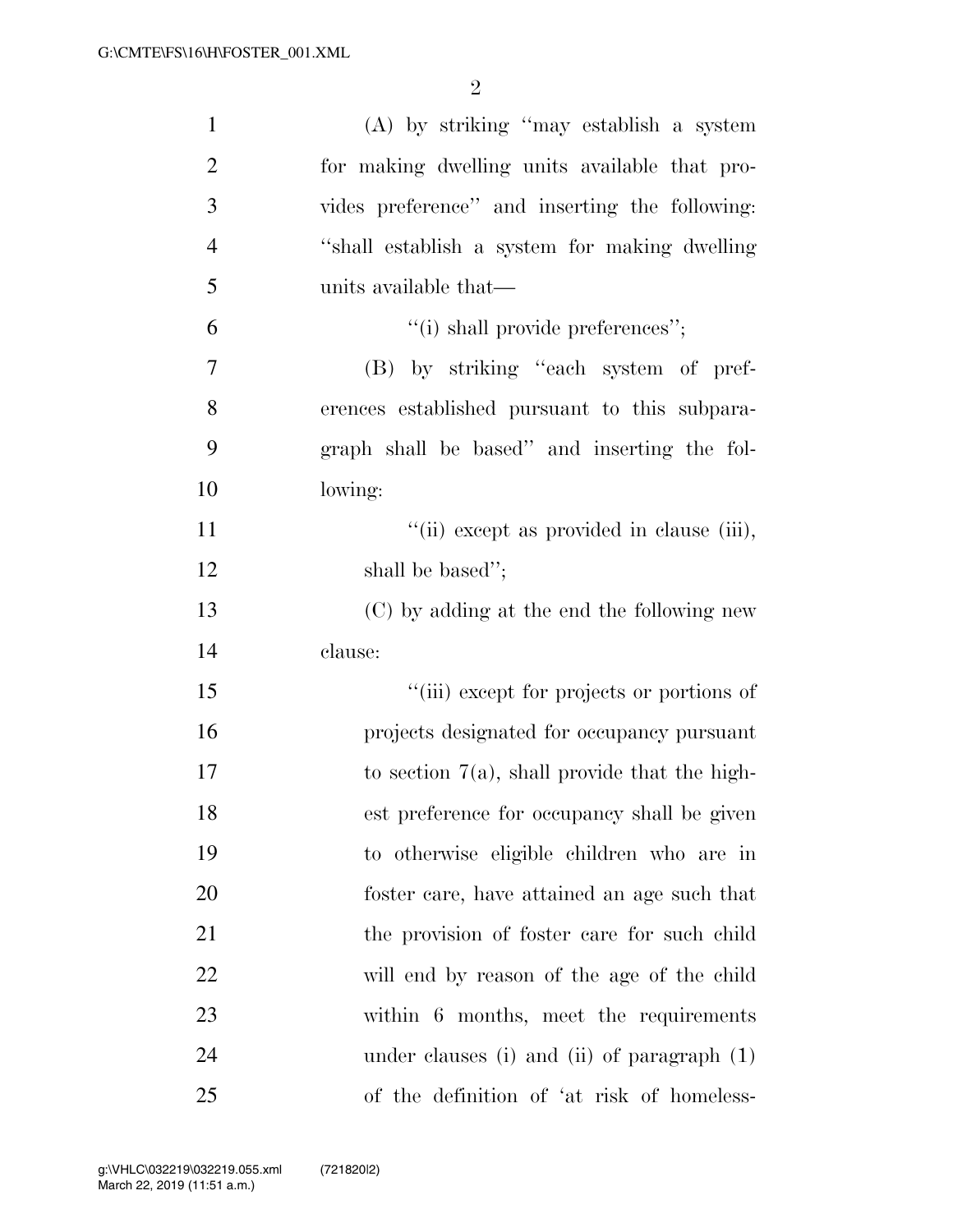(A) by striking "may establish a system for making dwelling units available that provides preference" and inserting the following: "shall establish a system for making dwelling units available that—

"(i) shall provide preferences";

(B) by striking "each system of preferences established pursuant to this subparagraph shall be based" and inserting the following:

"(ii) except as provided in clause (iii), shall be based";

(C) by adding at the end the following new clause:

"(iii) except for projects or portions of projects designated for occupancy pursuant to section 7(a), shall provide that the highest preference for occupancy shall be given to otherwise eligible children who are in foster care, have attained an age such that the provision of foster care for such child will end by reason of the age of the child within 6 months, meet the requirements under clauses (i) and (ii) of paragraph (1) of the definition of 'at risk of homeless-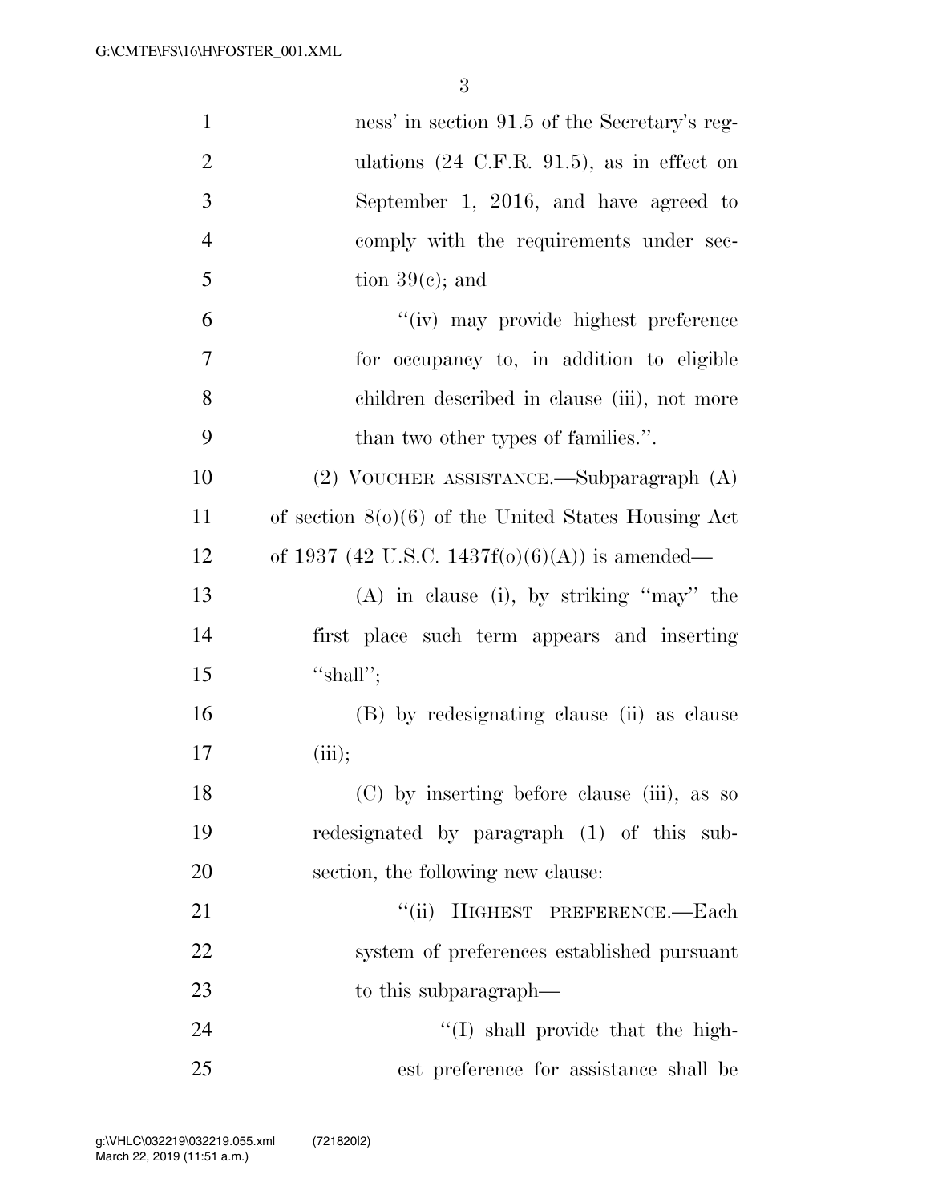ness' in section 91.5 of the Secretary's regulations (24 C.F.R. 91.5), as in effect on September 1, 2016, and have agreed to comply with the requirements under section 39(c); and

''(iv) may provide highest preference for occupancy to, in addition to eligible children described in clause (iii), not more than two other types of families.''.

(2) VOUCHER ASSISTANCE.—Subparagraph (A) of section 8(o)(6) of the United States Housing Act of 1937 (42 U.S.C. 1437f(o)(6)(A)) is amended—

(A) in clause (i), by striking ''may'' the first place such term appears and inserting ''shall'';

(B) by redesignating clause (ii) as clause (iii);

(C) by inserting before clause (iii), as so redesignated by paragraph (1) of this subsection, the following new clause:

''(ii) HIGHEST PREFERENCE.—Each system of preferences established pursuant to this subparagraph—

''(I) shall provide that the highest preference for assistance shall be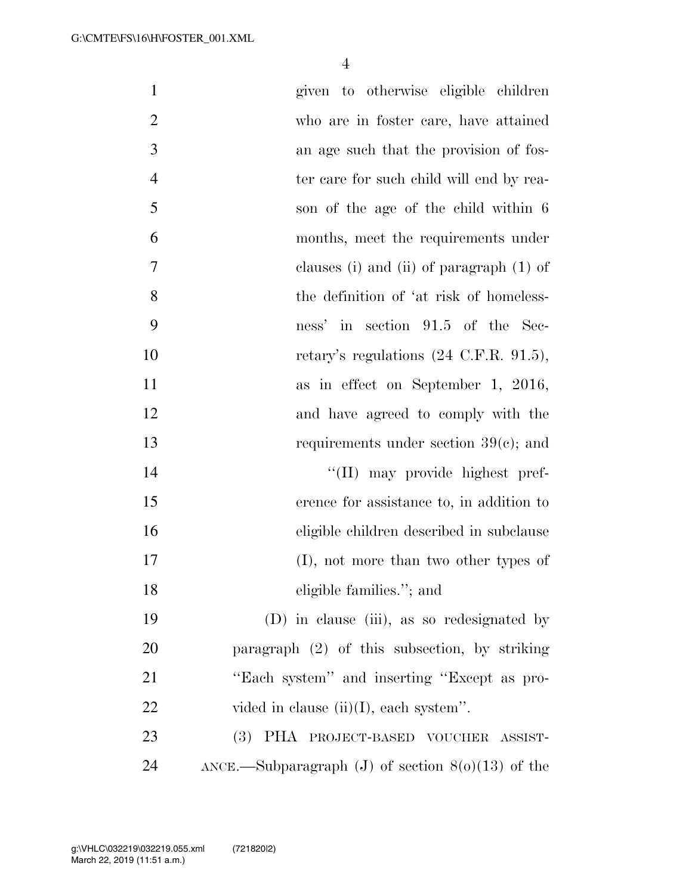given to otherwise eligible children who are in foster care, have attained an age such that the provision of foster care for such child will end by reason of the age of the child within 6 months, meet the requirements under clauses (i) and (ii) of paragraph (1) of the definition of 'at risk of homelessness' in section 91.5 of the Secretary's regulations (24 C.F.R. 91.5), as in effect on September 1, 2016, and have agreed to comply with the requirements under section 39(c); and

"(II) may provide highest preference for assistance to, in addition to eligible children described in subclause (I), not more than two other types of eligible families."; and

(D) in clause (iii), as so redesignated by paragraph (2) of this subsection, by striking "Each system" and inserting "Except as provided in clause (ii)(I), each system".

(3) PHA PROJECT-BASED VOUCHER ASSISTANCE.—Subparagraph (J) of section 8(o)(13) of the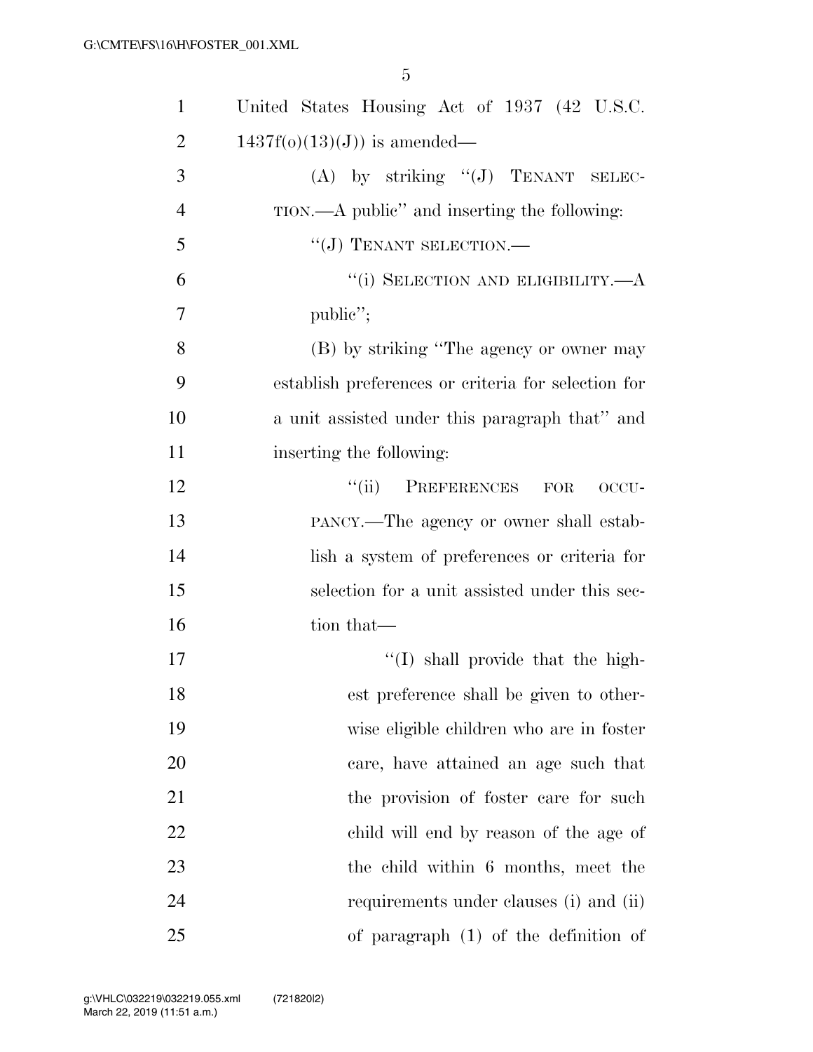United States Housing Act of 1937 (42 U.S.C. 1437f(o)(13)(J)) is amended—

(A) by striking "(J) TENANT SELECTION.—A public" and inserting the following:

"(J) TENANT SELECTION.—

"(i) SELECTION AND ELIGIBILITY.—A public";

(B) by striking "The agency or owner may establish preferences or criteria for selection for a unit assisted under this paragraph that" and inserting the following:

"(ii) PREFERENCES FOR OCCUPANCY.—The agency or owner shall establish a system of preferences or criteria for selection for a unit assisted under this section that—

"(I) shall provide that the highest preference shall be given to otherwise eligible children who are in foster care, have attained an age such that the provision of foster care for such child will end by reason of the age of the child within 6 months, meet the requirements under clauses (i) and (ii) of paragraph (1) of the definition of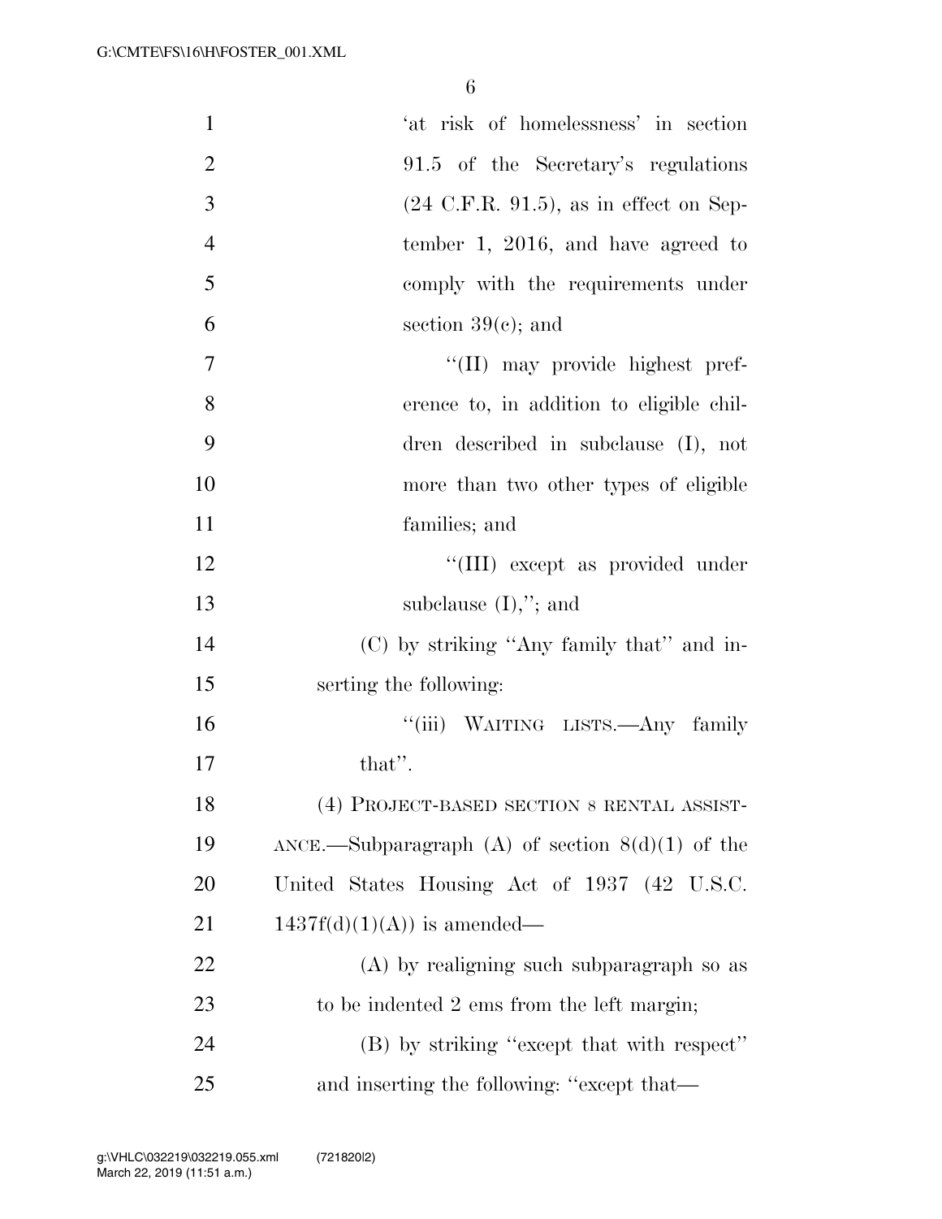'at risk of homelessness' in section 91.5 of the Secretary's regulations (24 C.F.R. 91.5), as in effect on September 1, 2016, and have agreed to comply with the requirements under section 39(c); and

''(II) may provide highest preference to, in addition to eligible children described in subclause (I), not more than two other types of eligible families; and

''(III) except as provided under subclause (I),''; and

(C) by striking ''Any family that'' and inserting the following:

''(iii) WAITING LISTS.—Any family that''.

(4) PROJECT-BASED SECTION 8 RENTAL ASSISTANCE.—Subparagraph (A) of section 8(d)(1) of the United States Housing Act of 1937 (42 U.S.C. 1437f(d)(1)(A)) is amended—

(A) by realigning such subparagraph so as to be indented 2 ems from the left margin;

(B) by striking ''except that with respect'' and inserting the following: ''except that—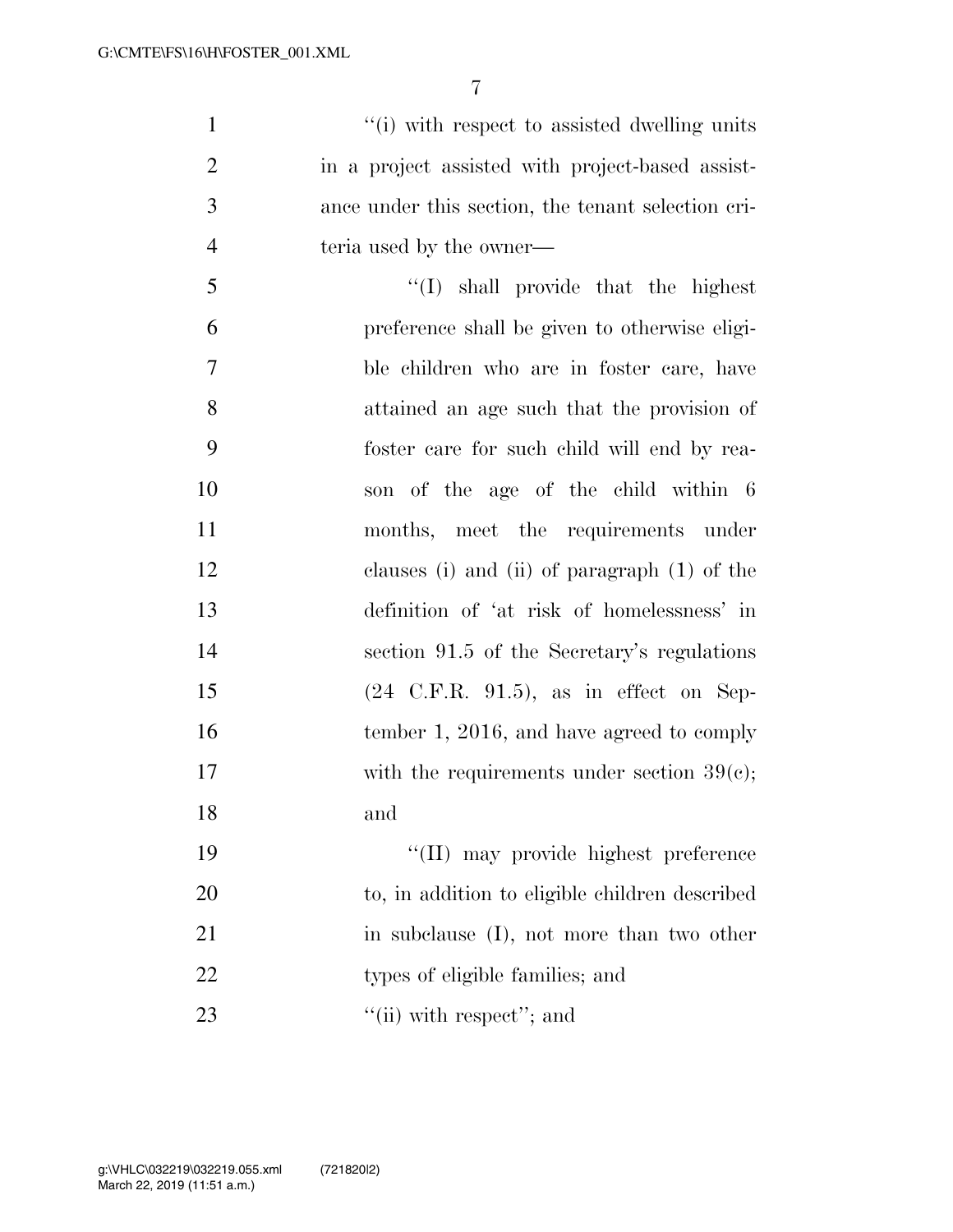''(i) with respect to assisted dwelling units in a project assisted with project-based assistance under this section, the tenant selection criteria used by the owner—

''(I) shall provide that the highest preference shall be given to otherwise eligible children who are in foster care, have attained an age such that the provision of foster care for such child will end by reason of the age of the child within 6 months, meet the requirements under clauses (i) and (ii) of paragraph (1) of the definition of 'at risk of homelessness' in section 91.5 of the Secretary's regulations (24 C.F.R. 91.5), as in effect on September 1, 2016, and have agreed to comply with the requirements under section 39(c); and

''(II) may provide highest preference to, in addition to eligible children described in subclause (I), not more than two other types of eligible families; and

''(ii) with respect''; and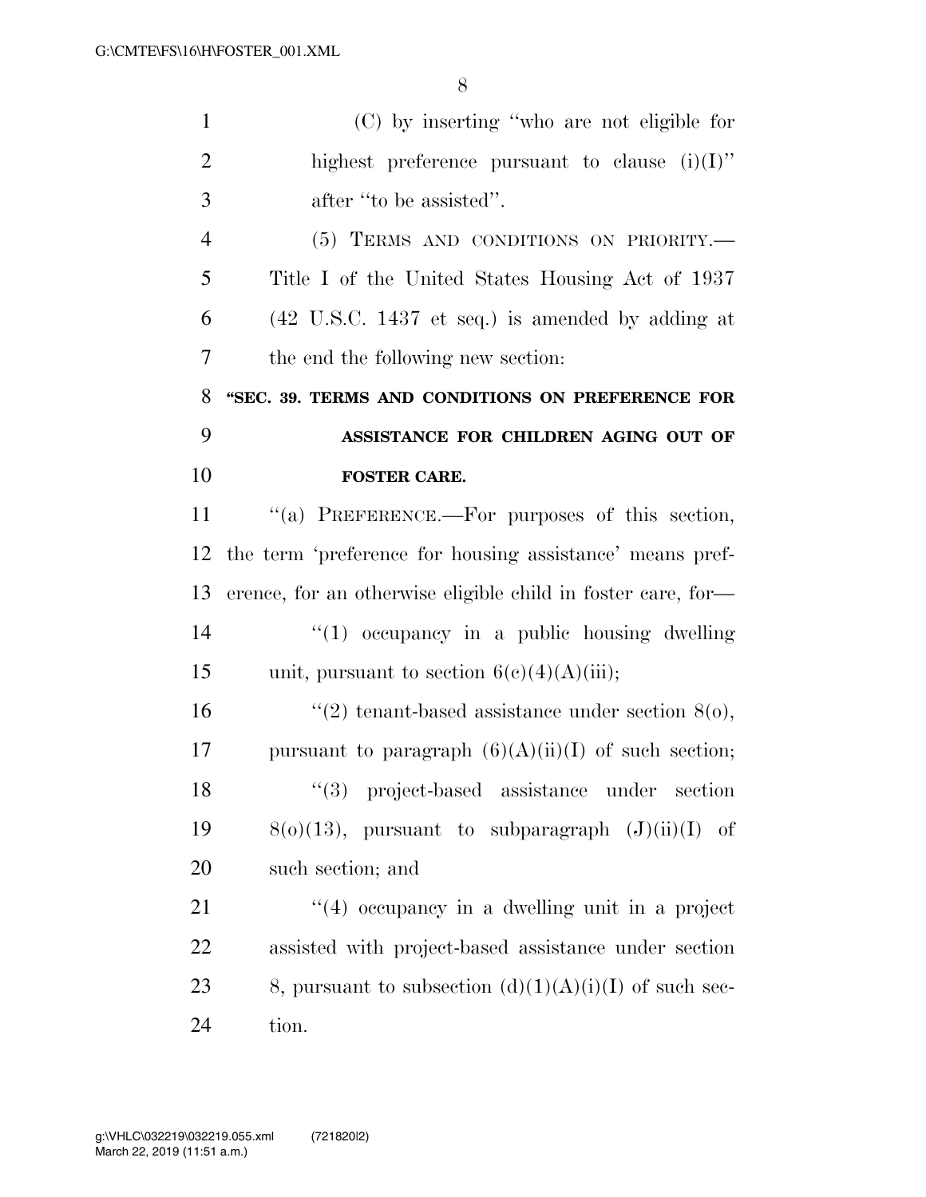(C) by inserting "who are not eligible for highest preference pursuant to clause (i)(I)" after "to be assisted".

(5) TERMS AND CONDITIONS ON PRIORITY.—Title I of the United States Housing Act of 1937 (42 U.S.C. 1437 et seq.) is amended by adding at the end the following new section:

**"SEC. 39. TERMS AND CONDITIONS ON PREFERENCE FOR ASSISTANCE FOR CHILDREN AGING OUT OF FOSTER CARE.**

"(a) PREFERENCE.—For purposes of this section, the term 'preference for housing assistance' means preference, for an otherwise eligible child in foster care, for—

"(1) occupancy in a public housing dwelling unit, pursuant to section 6(c)(4)(A)(iii);

"(2) tenant-based assistance under section 8(o), pursuant to paragraph (6)(A)(ii)(I) of such section;

"(3) project-based assistance under section 8(o)(13), pursuant to subparagraph (J)(ii)(I) of such section; and

"(4) occupancy in a dwelling unit in a project assisted with project-based assistance under section 8, pursuant to subsection (d)(1)(A)(i)(I) of such section.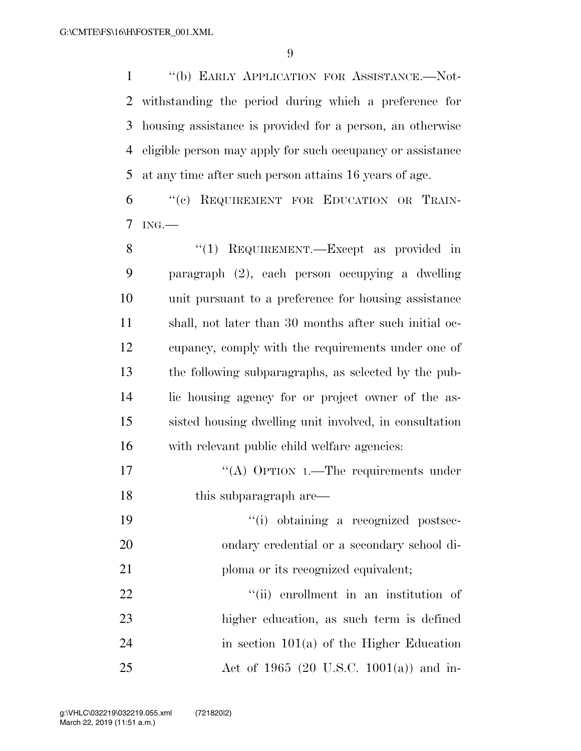"(b) EARLY APPLICATION FOR ASSISTANCE.—Notwithstanding the period during which a preference for housing assistance is provided for a person, an otherwise eligible person may apply for such occupancy or assistance at any time after such person attains 16 years of age.

"(c) REQUIREMENT FOR EDUCATION OR TRAINING.—

"(1) REQUIREMENT.—Except as provided in paragraph (2), each person occupying a dwelling unit pursuant to a preference for housing assistance shall, not later than 30 months after such initial occupancy, comply with the requirements under one of the following subparagraphs, as selected by the public housing agency for or project owner of the assisted housing dwelling unit involved, in consultation with relevant public child welfare agencies:

"(A) OPTION 1.—The requirements under this subparagraph are—

"(i) obtaining a recognized postsecondary credential or a secondary school diploma or its recognized equivalent;

"(ii) enrollment in an institution of higher education, as such term is defined in section 101(a) of the Higher Education Act of 1965 (20 U.S.C. 1001(a)) and in-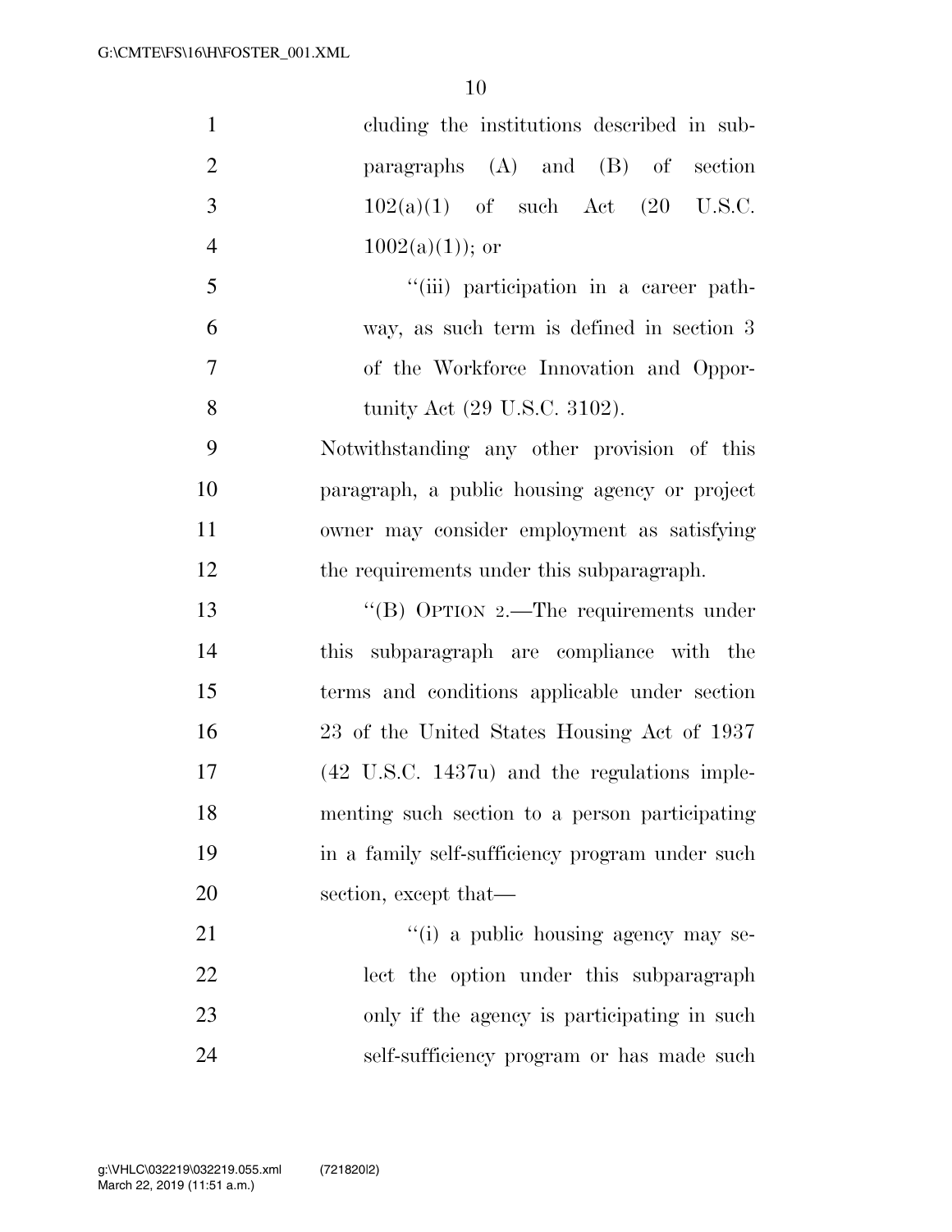cluding the institutions described in subparagraphs (A) and (B) of section 102(a)(1) of such Act (20 U.S.C. 1002(a)(1)); or

''(iii) participation in a career pathway, as such term is defined in section 3 of the Workforce Innovation and Opportunity Act (29 U.S.C. 3102).

Notwithstanding any other provision of this paragraph, a public housing agency or project owner may consider employment as satisfying the requirements under this subparagraph.

''(B) OPTION 2.—The requirements under this subparagraph are compliance with the terms and conditions applicable under section 23 of the United States Housing Act of 1937 (42 U.S.C. 1437u) and the regulations implementing such section to a person participating in a family self-sufficiency program under such section, except that—

''(i) a public housing agency may select the option under this subparagraph only if the agency is participating in such self-sufficiency program or has made such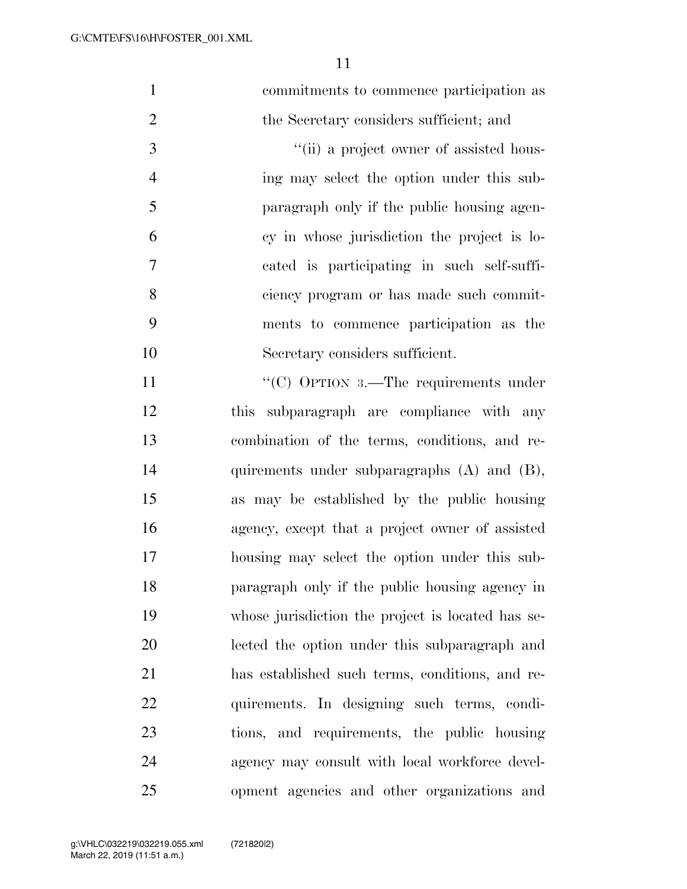commitments to commence participation as the Secretary considers sufficient; and

"(ii) a project owner of assisted housing may select the option under this subparagraph only if the public housing agency in whose jurisdiction the project is located is participating in such self-sufficiency program or has made such commitments to commence participation as the Secretary considers sufficient.

"(C) OPTION 3.—The requirements under this subparagraph are compliance with any combination of the terms, conditions, and requirements under subparagraphs (A) and (B), as may be established by the public housing agency, except that a project owner of assisted housing may select the option under this subparagraph only if the public housing agency in whose jurisdiction the project is located has selected the option under this subparagraph and has established such terms, conditions, and requirements. In designing such terms, conditions, and requirements, the public housing agency may consult with local workforce development agencies and other organizations and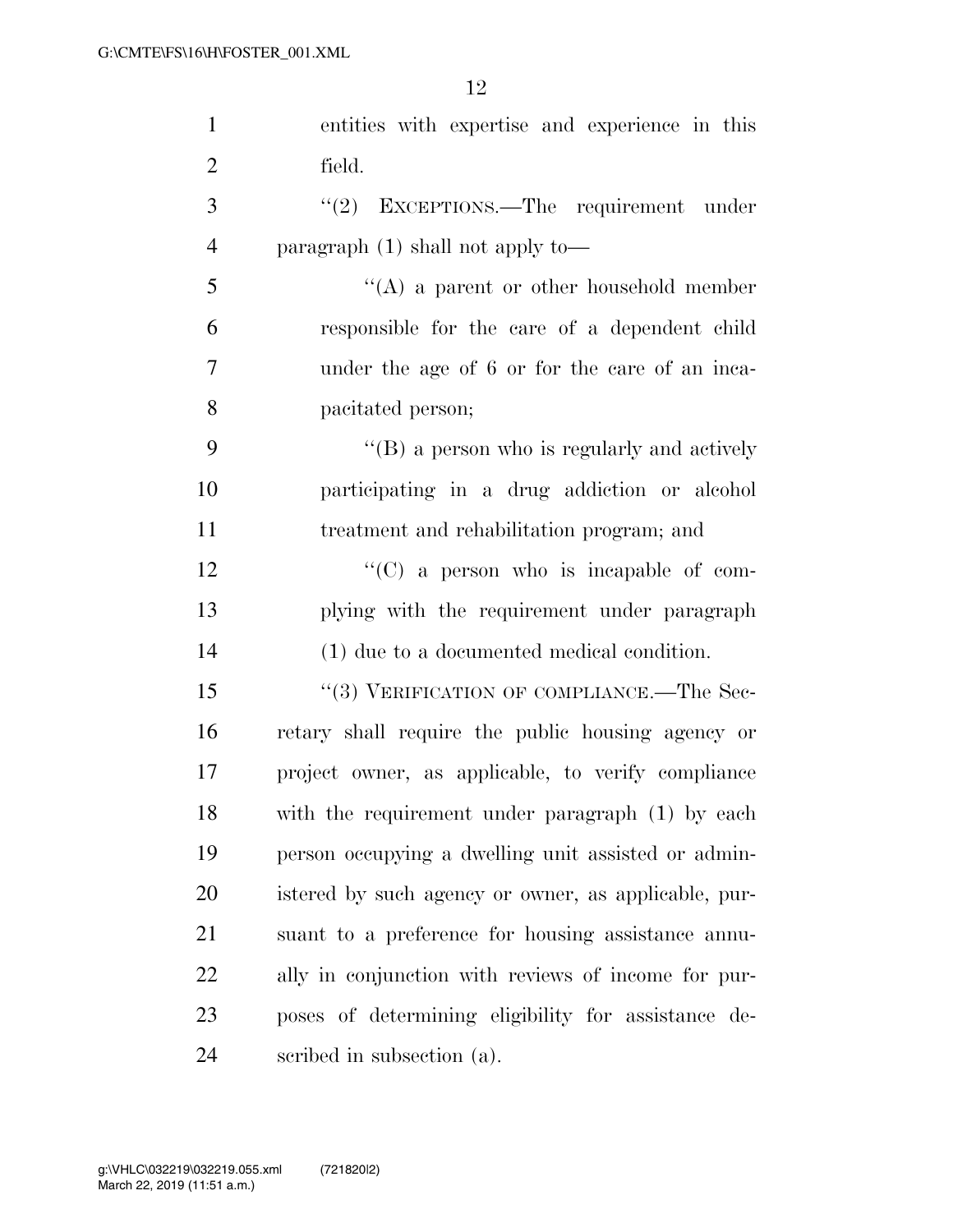entities with expertise and experience in this field.

''(2) EXCEPTIONS.—The requirement under paragraph (1) shall not apply to—

''(A) a parent or other household member responsible for the care of a dependent child under the age of 6 or for the care of an incapacitated person;

''(B) a person who is regularly and actively participating in a drug addiction or alcohol treatment and rehabilitation program; and

''(C) a person who is incapable of complying with the requirement under paragraph (1) due to a documented medical condition.

''(3) VERIFICATION OF COMPLIANCE.—The Secretary shall require the public housing agency or project owner, as applicable, to verify compliance with the requirement under paragraph (1) by each person occupying a dwelling unit assisted or administered by such agency or owner, as applicable, pursuant to a preference for housing assistance annually in conjunction with reviews of income for purposes of determining eligibility for assistance described in subsection (a).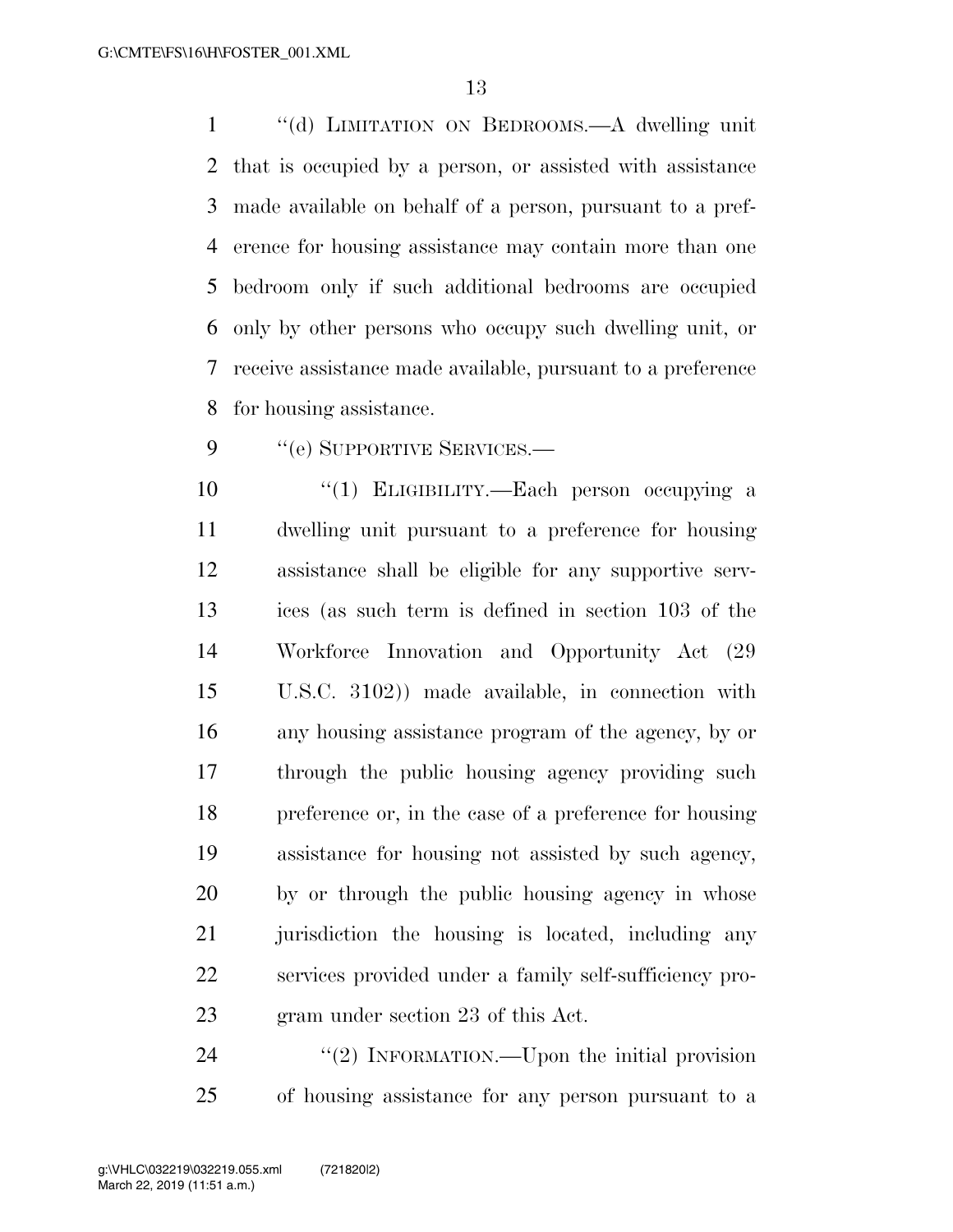''(d) LIMITATION ON BEDROOMS.—A dwelling unit that is occupied by a person, or assisted with assistance made available on behalf of a person, pursuant to a preference for housing assistance may contain more than one bedroom only if such additional bedrooms are occupied only by other persons who occupy such dwelling unit, or receive assistance made available, pursuant to a preference for housing assistance.

''(e) SUPPORTIVE SERVICES.—

''(1) ELIGIBILITY.—Each person occupying a dwelling unit pursuant to a preference for housing assistance shall be eligible for any supportive services (as such term is defined in section 103 of the Workforce Innovation and Opportunity Act (29 U.S.C. 3102)) made available, in connection with any housing assistance program of the agency, by or through the public housing agency providing such preference or, in the case of a preference for housing assistance for housing not assisted by such agency, by or through the public housing agency in whose jurisdiction the housing is located, including any services provided under a family self-sufficiency program under section 23 of this Act.

''(2) INFORMATION.—Upon the initial provision of housing assistance for any person pursuant to a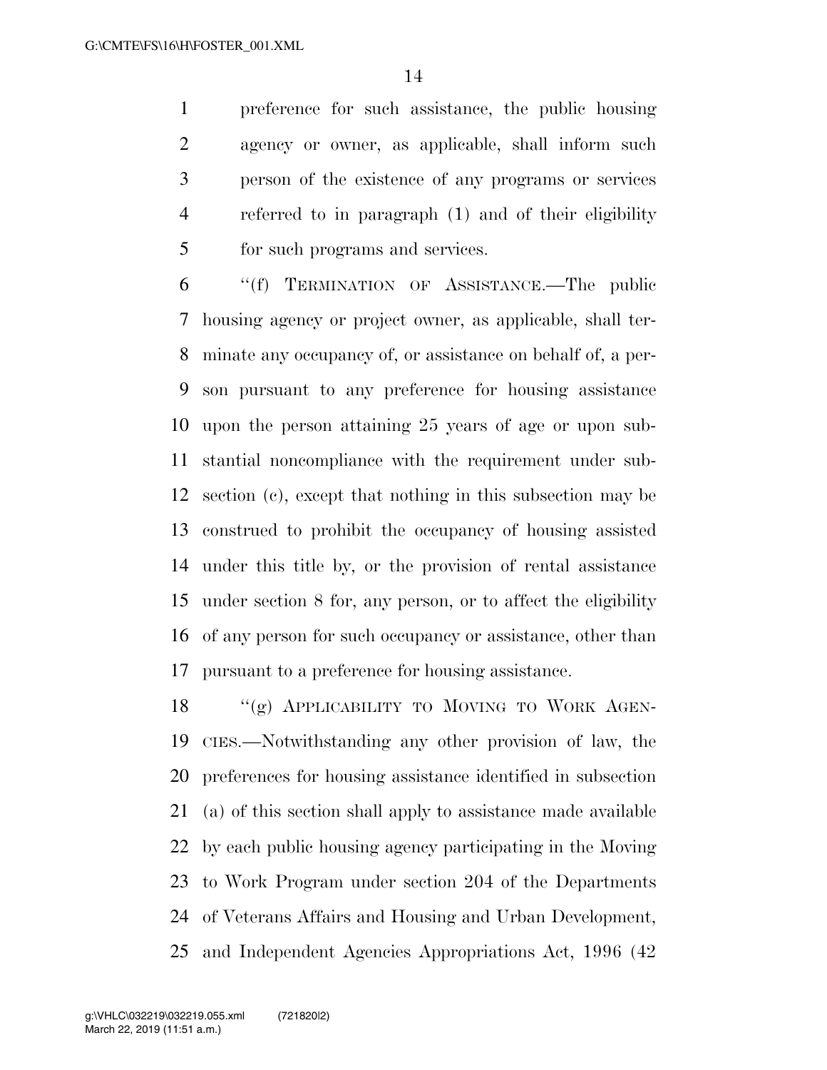preference for such assistance, the public housing agency or owner, as applicable, shall inform such person of the existence of any programs or services referred to in paragraph (1) and of their eligibility for such programs and services.

"(f) TERMINATION OF ASSISTANCE.—The public housing agency or project owner, as applicable, shall terminate any occupancy of, or assistance on behalf of, a person pursuant to any preference for housing assistance upon the person attaining 25 years of age or upon substantial noncompliance with the requirement under subsection (c), except that nothing in this subsection may be construed to prohibit the occupancy of housing assisted under this title by, or the provision of rental assistance under section 8 for, any person, or to affect the eligibility of any person for such occupancy or assistance, other than pursuant to a preference for housing assistance.

"(g) APPLICABILITY TO MOVING TO WORK AGENCIES.—Notwithstanding any other provision of law, the preferences for housing assistance identified in subsection (a) of this section shall apply to assistance made available by each public housing agency participating in the Moving to Work Program under section 204 of the Departments of Veterans Affairs and Housing and Urban Development, and Independent Agencies Appropriations Act, 1996 (42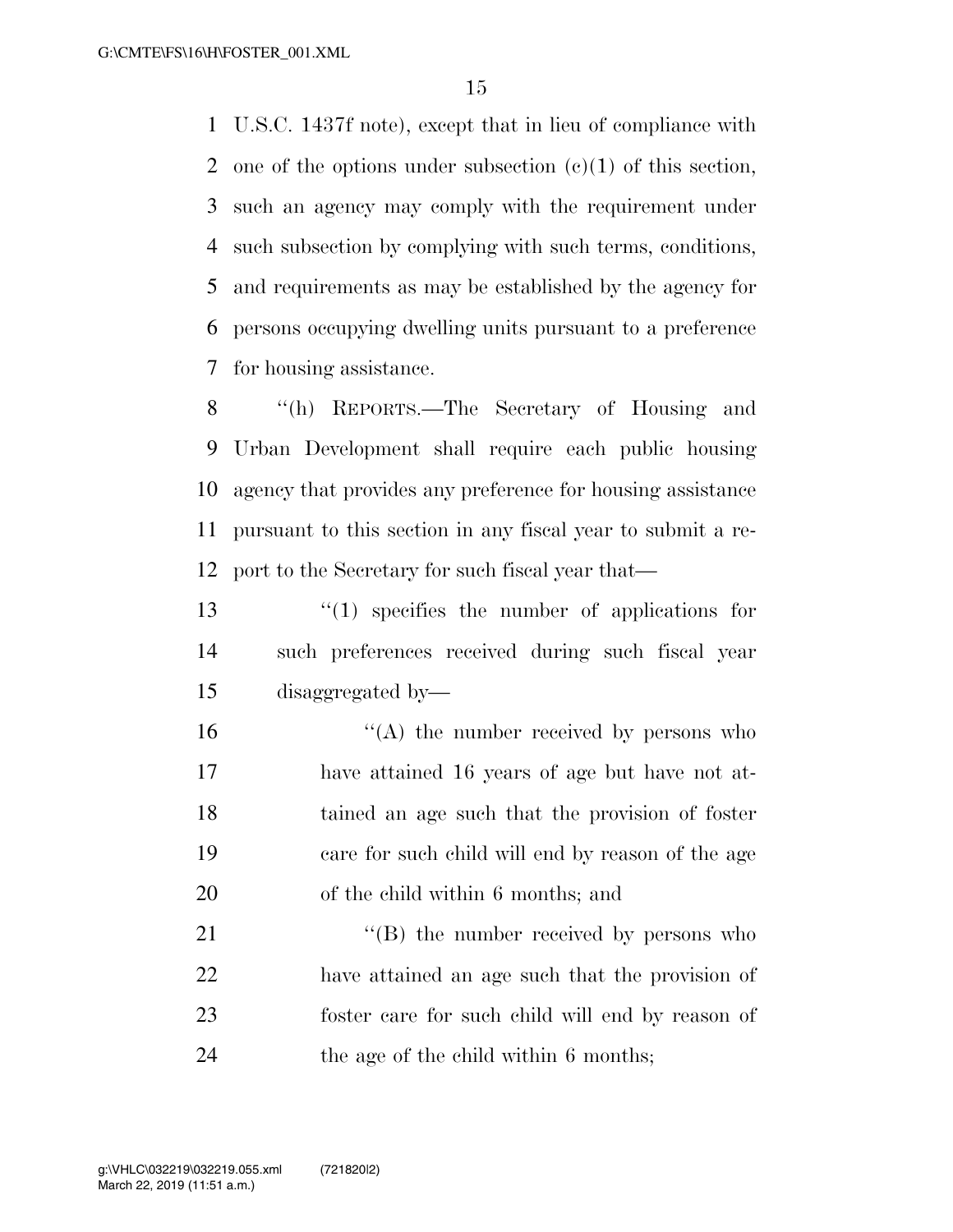U.S.C. 1437f note), except that in lieu of compliance with one of the options under subsection (c)(1) of this section, such an agency may comply with the requirement under such subsection by complying with such terms, conditions, and requirements as may be established by the agency for persons occupying dwelling units pursuant to a preference for housing assistance.

''(h) REPORTS.—The Secretary of Housing and Urban Development shall require each public housing agency that provides any preference for housing assistance pursuant to this section in any fiscal year to submit a report to the Secretary for such fiscal year that—

''(1) specifies the number of applications for such preferences received during such fiscal year disaggregated by—

''(A) the number received by persons who have attained 16 years of age but have not attained an age such that the provision of foster care for such child will end by reason of the age of the child within 6 months; and

''(B) the number received by persons who have attained an age such that the provision of foster care for such child will end by reason of the age of the child within 6 months;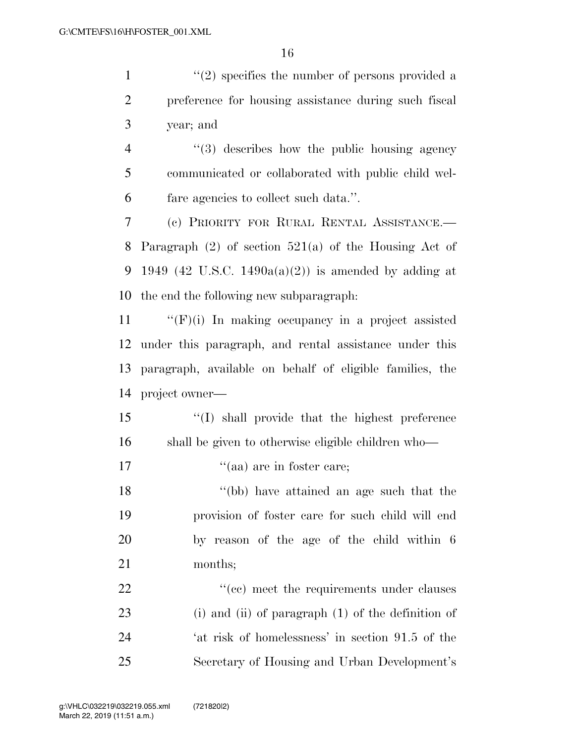"(2) specifies the number of persons provided a preference for housing assistance during such fiscal year; and

"(3) describes how the public housing agency communicated or collaborated with public child welfare agencies to collect such data.".

(c) PRIORITY FOR RURAL RENTAL ASSISTANCE.—Paragraph (2) of section 521(a) of the Housing Act of 1949 (42 U.S.C. 1490a(a)(2)) is amended by adding at the end the following new subparagraph:

"(F)(i) In making occupancy in a project assisted under this paragraph, and rental assistance under this paragraph, available on behalf of eligible families, the project owner—

"(I) shall provide that the highest preference shall be given to otherwise eligible children who—

"(aa) are in foster care;

"(bb) have attained an age such that the provision of foster care for such child will end by reason of the age of the child within 6 months;

"(cc) meet the requirements under clauses (i) and (ii) of paragraph (1) of the definition of 'at risk of homelessness' in section 91.5 of the Secretary of Housing and Urban Development's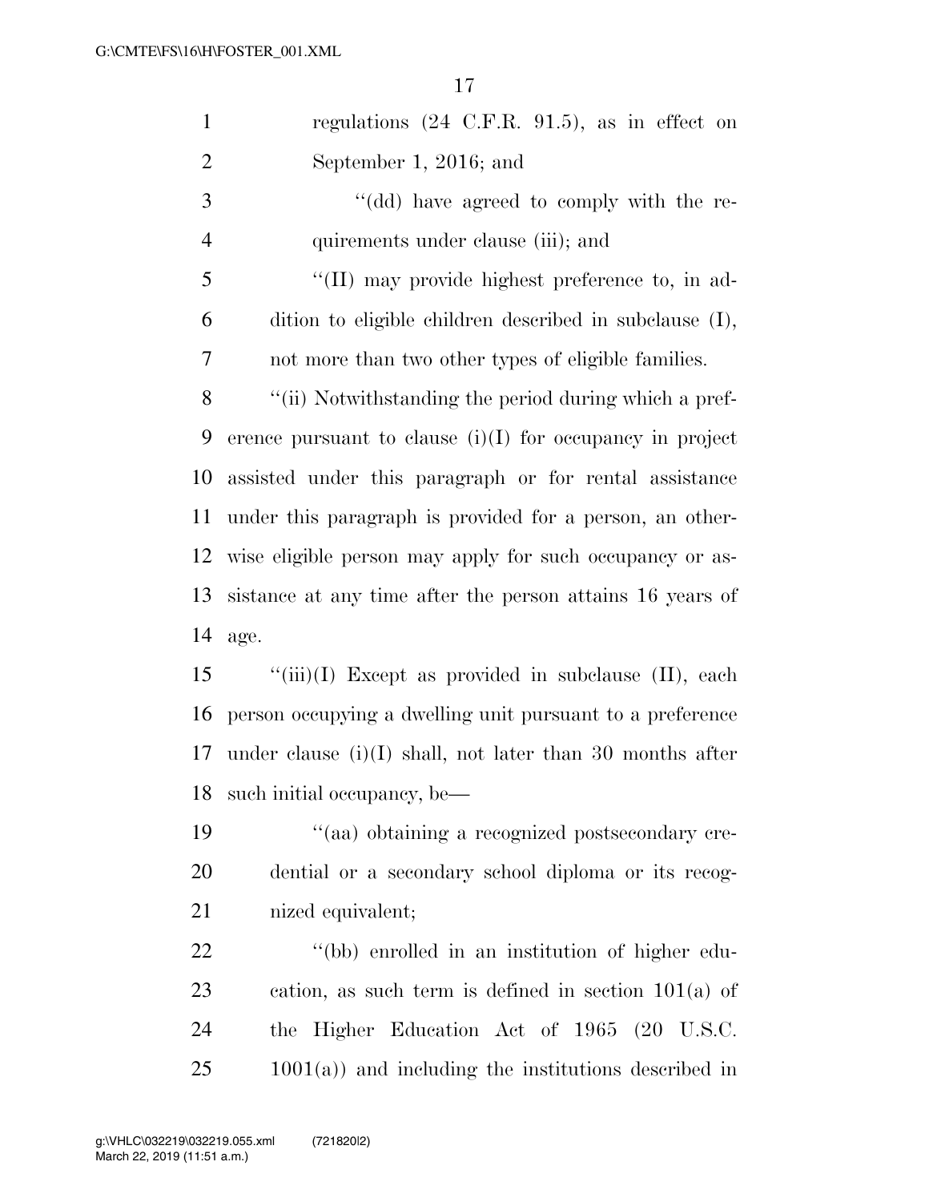regulations (24 C.F.R. 91.5), as in effect on September 1, 2016; and

''(dd) have agreed to comply with the requirements under clause (iii); and

''(II) may provide highest preference to, in addition to eligible children described in subclause (I), not more than two other types of eligible families.

''(ii) Notwithstanding the period during which a preference pursuant to clause (i)(I) for occupancy in project assisted under this paragraph or for rental assistance under this paragraph is provided for a person, an otherwise eligible person may apply for such occupancy or assistance at any time after the person attains 16 years of age.

''(iii)(I) Except as provided in subclause (II), each person occupying a dwelling unit pursuant to a preference under clause (i)(I) shall, not later than 30 months after such initial occupancy, be—

''(aa) obtaining a recognized postsecondary credential or a secondary school diploma or its recognized equivalent;

''(bb) enrolled in an institution of higher education, as such term is defined in section 101(a) of the Higher Education Act of 1965 (20 U.S.C. 1001(a)) and including the institutions described in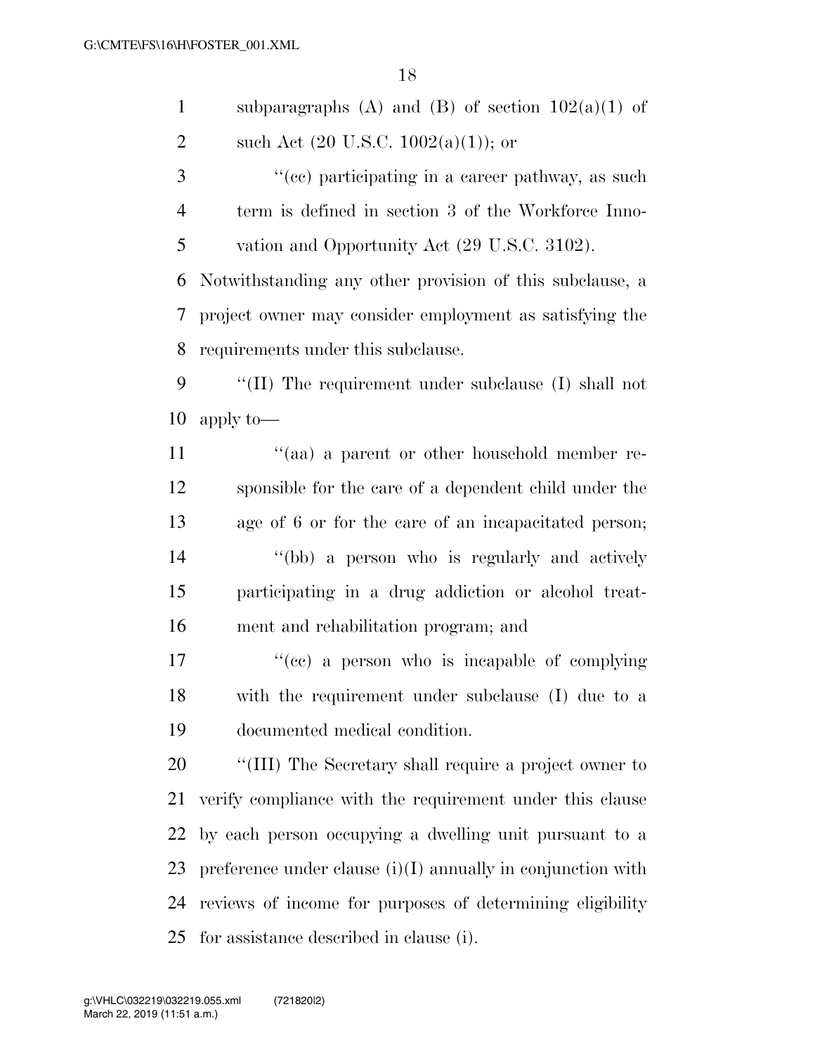subparagraphs (A) and (B) of section 102(a)(1) of such Act (20 U.S.C. 1002(a)(1)); or

"(cc) participating in a career pathway, as such term is defined in section 3 of the Workforce Innovation and Opportunity Act (29 U.S.C. 3102).

Notwithstanding any other provision of this subclause, a project owner may consider employment as satisfying the requirements under this subclause.

"(II) The requirement under subclause (I) shall not apply to—

"(aa) a parent or other household member responsible for the care of a dependent child under the age of 6 or for the care of an incapacitated person;

"(bb) a person who is regularly and actively participating in a drug addiction or alcohol treatment and rehabilitation program; and

"(cc) a person who is incapable of complying with the requirement under subclause (I) due to a documented medical condition.

"(III) The Secretary shall require a project owner to verify compliance with the requirement under this clause by each person occupying a dwelling unit pursuant to a preference under clause (i)(I) annually in conjunction with reviews of income for purposes of determining eligibility for assistance described in clause (i).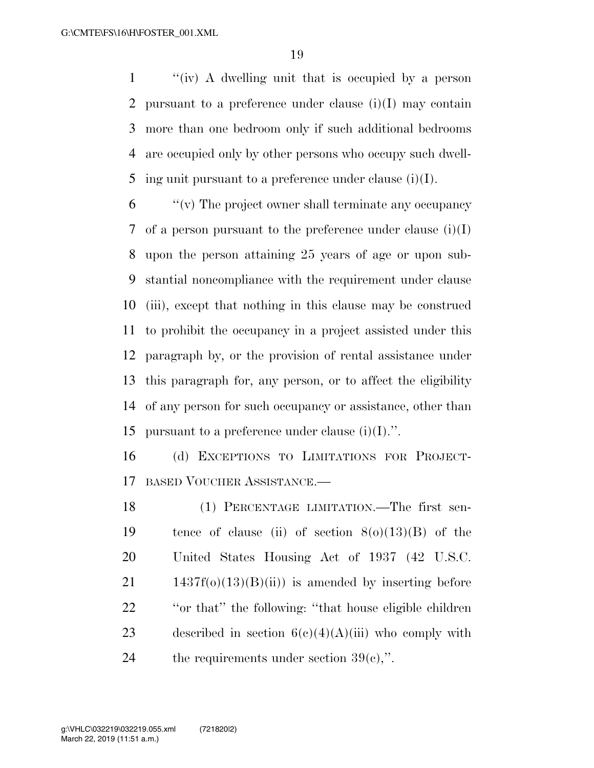''(iv) A dwelling unit that is occupied by a person pursuant to a preference under clause (i)(I) may contain more than one bedroom only if such additional bedrooms are occupied only by other persons who occupy such dwelling unit pursuant to a preference under clause (i)(I).

''(v) The project owner shall terminate any occupancy of a person pursuant to the preference under clause (i)(I) upon the person attaining 25 years of age or upon substantial noncompliance with the requirement under clause (iii), except that nothing in this clause may be construed to prohibit the occupancy in a project assisted under this paragraph by, or the provision of rental assistance under this paragraph for, any person, or to affect the eligibility of any person for such occupancy or assistance, other than pursuant to a preference under clause (i)(I).''.

(d) EXCEPTIONS TO LIMITATIONS FOR PROJECT-BASED VOUCHER ASSISTANCE.—

(1) PERCENTAGE LIMITATION.—The first sentence of clause (ii) of section 8(o)(13)(B) of the United States Housing Act of 1937 (42 U.S.C. 1437f(o)(13)(B)(ii)) is amended by inserting before ''or that'' the following: ''that house eligible children described in section 6(c)(4)(A)(iii) who comply with the requirements under section 39(c),''.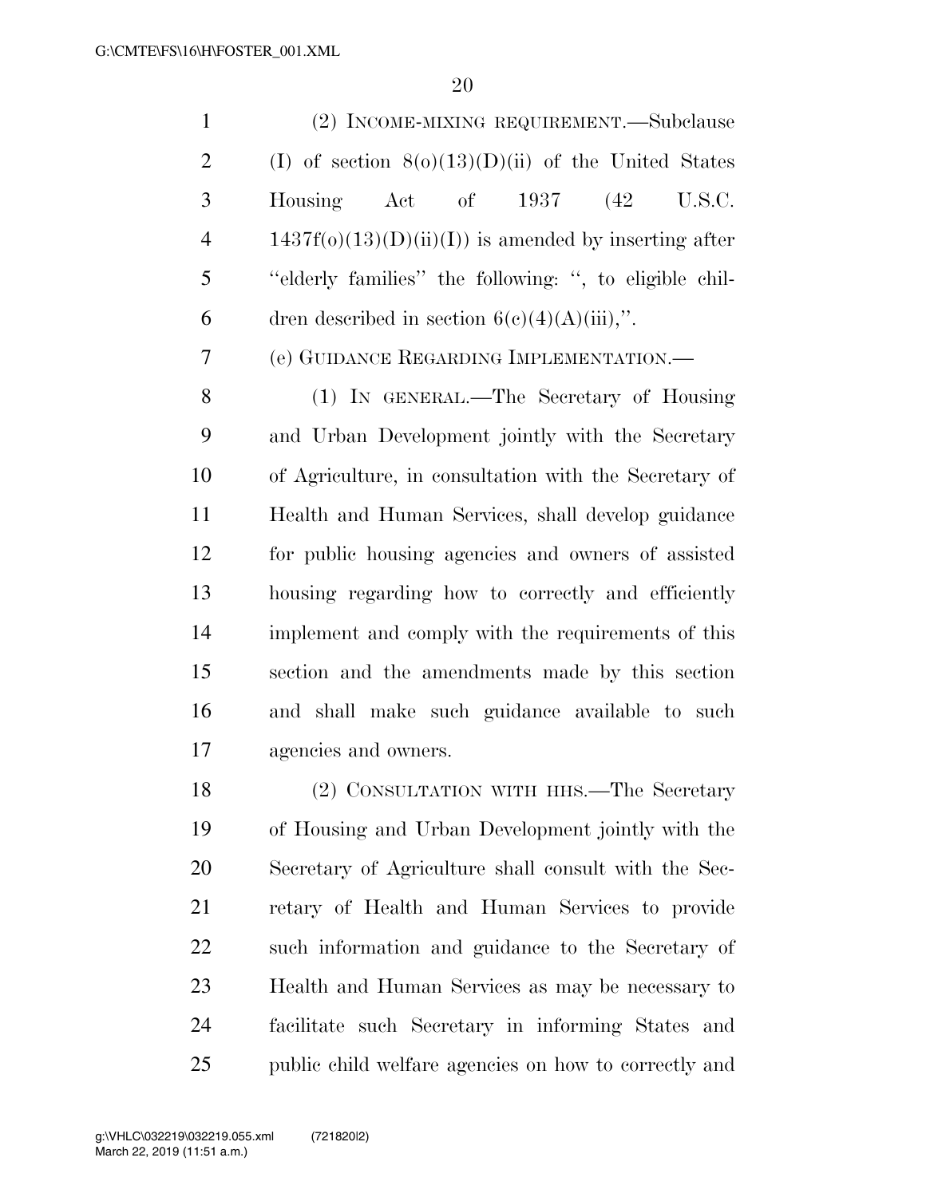(2) INCOME-MIXING REQUIREMENT.—Subclause (I) of section 8(o)(13)(D)(ii) of the United States Housing Act of 1937 (42 U.S.C. 1437f(o)(13)(D)(ii)(I)) is amended by inserting after ''elderly families'' the following: '', to eligible children described in section 6(c)(4)(A)(iii),''.

(e) GUIDANCE REGARDING IMPLEMENTATION.—

(1) IN GENERAL.—The Secretary of Housing and Urban Development jointly with the Secretary of Agriculture, in consultation with the Secretary of Health and Human Services, shall develop guidance for public housing agencies and owners of assisted housing regarding how to correctly and efficiently implement and comply with the requirements of this section and the amendments made by this section and shall make such guidance available to such agencies and owners.

(2) CONSULTATION WITH HHS.—The Secretary of Housing and Urban Development jointly with the Secretary of Agriculture shall consult with the Secretary of Health and Human Services to provide such information and guidance to the Secretary of Health and Human Services as may be necessary to facilitate such Secretary in informing States and public child welfare agencies on how to correctly and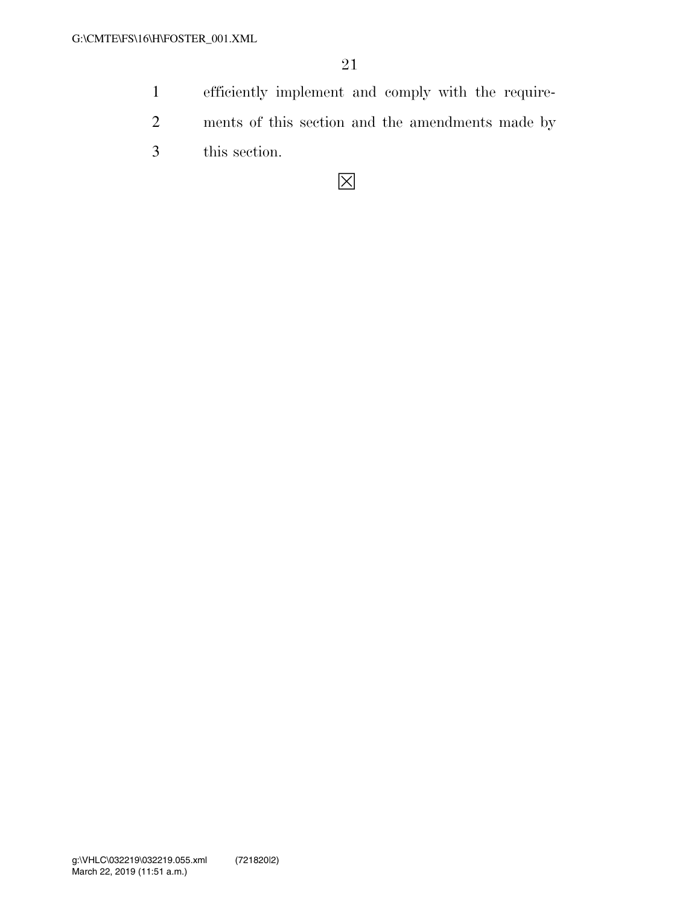efficiently implement and comply with the requirements of this section and the amendments made by this section.

☒